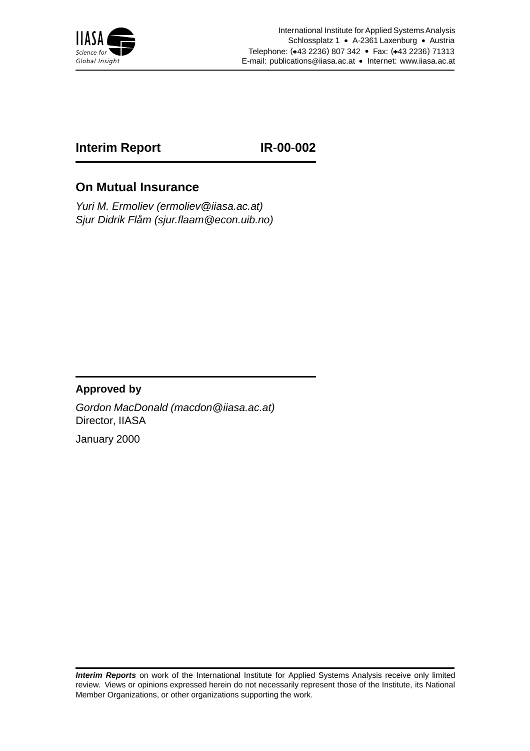International Institute for Applied Systems Analysis
Schlossplatz 1 • A-2361 Laxenburg • Austria
Telephone: (+43 2236) 807 342 • Fax: (+43 2236) 71313
E-mail: publications@iiasa.ac.at • Internet: www.iiasa.ac.at

**Interim Report** **IR-00-002**

## On Mutual Insurance

*Yuri M. Ermoliev (ermoliev@iiasa.ac.at)*
*Sjur Didrik Flåm (sjur.flaam@econ.uib.no)*

**Approved by**

*Gordon MacDonald (macdon@iiasa.ac.at)*
Director, IIASA

January 2000

***Interim Reports*** on work of the International Institute for Applied Systems Analysis receive only limited review. Views or opinions expressed herein do not necessarily represent those of the Institute, its National Member Organizations, or other organizations supporting the work.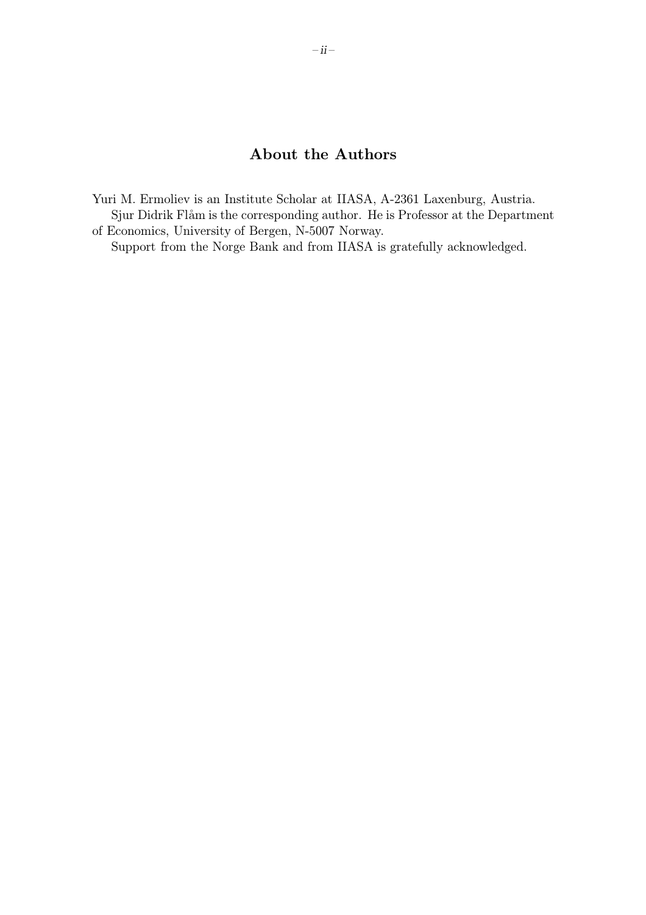## About the Authors

Yuri M. Ermoliev is an Institute Scholar at IIASA, A-2361 Laxenburg, Austria.

Sjur Didrik Flåm is the corresponding author. He is Professor at the Department of Economics, University of Bergen, N-5007 Norway.

Support from the Norge Bank and from IIASA is gratefully acknowledged.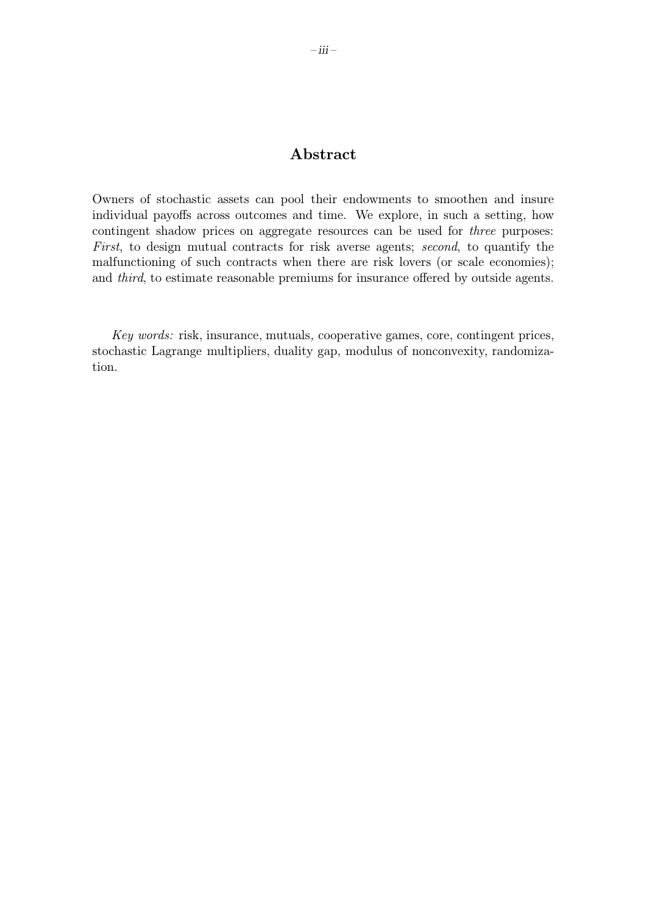## Abstract

Owners of stochastic assets can pool their endowments to smoothen and insure individual payoffs across outcomes and time. We explore, in such a setting, how contingent shadow prices on aggregate resources can be used for *three* purposes: *First*, to design mutual contracts for risk averse agents; *second*, to quantify the malfunctioning of such contracts when there are risk lovers (or scale economies); and *third*, to estimate reasonable premiums for insurance offered by outside agents.

*Key words:* risk, insurance, mutuals, cooperative games, core, contingent prices, stochastic Lagrange multipliers, duality gap, modulus of nonconvexity, randomization.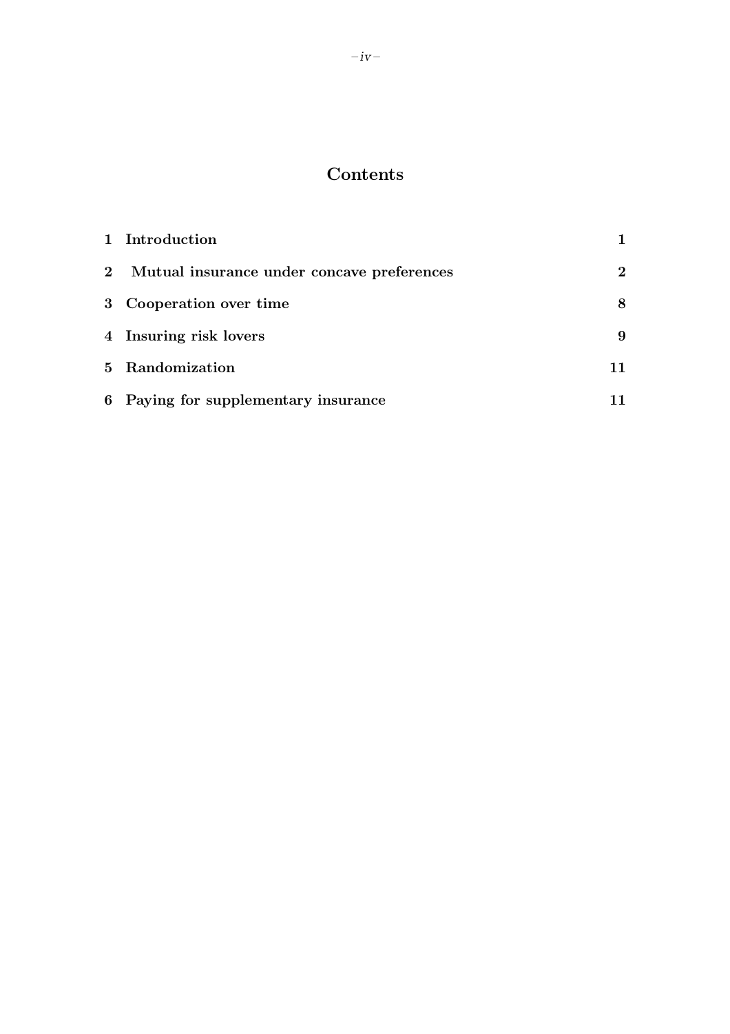# Contents

| | | |
|---|---|---|
| 1 | Introduction | 1 |
| 2 | Mutual insurance under concave preferences | 2 |
| 3 | Cooperation over time | 8 |
| 4 | Insuring risk lovers | 9 |
| 5 | Randomization | 11 |
| 6 | Paying for supplementary insurance | 11 |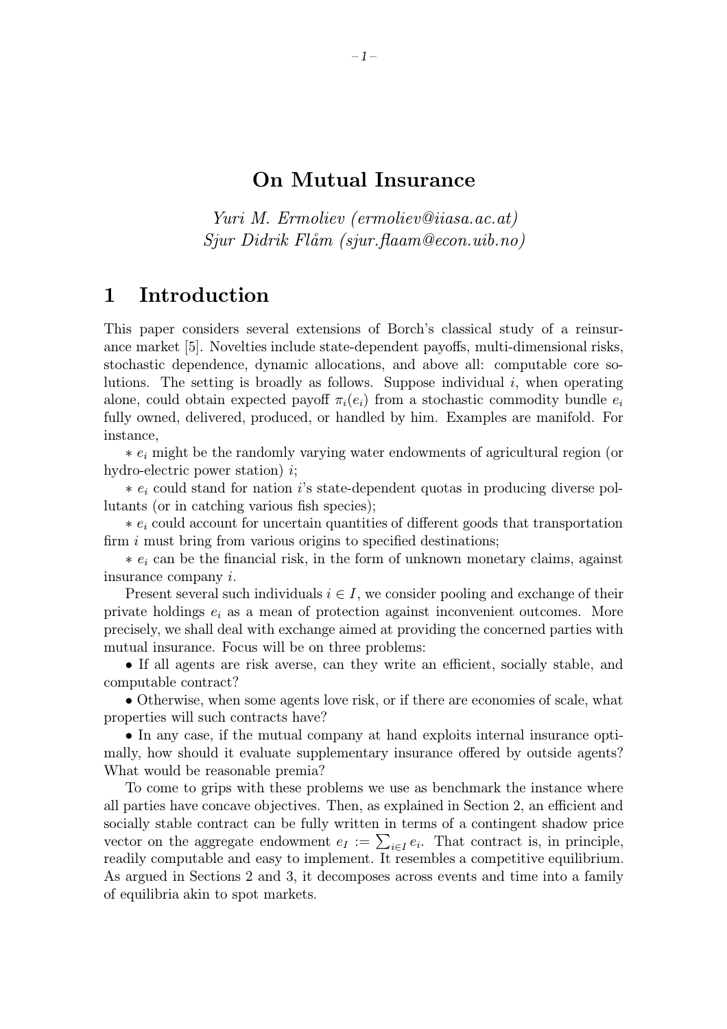# On Mutual Insurance

*Yuri M. Ermoliev (ermoliev@iiasa.ac.at)*
*Sjur Didrik Flåm (sjur.flaam@econ.uib.no)*

## 1 Introduction

This paper considers several extensions of Borch's classical study of a reinsurance market [5]. Novelties include state-dependent payoffs, multi-dimensional risks, stochastic dependence, dynamic allocations, and above all: computable core solutions. The setting is broadly as follows. Suppose individual $i$, when operating alone, could obtain expected payoff $\pi_i(e_i)$ from a stochastic commodity bundle $e_i$ fully owned, delivered, produced, or handled by him. Examples are manifold. For instance,

$*$ $e_i$ might be the randomly varying water endowments of agricultural region (or hydro-electric power station) $i$;

$*$ $e_i$ could stand for nation $i$'s state-dependent quotas in producing diverse pollutants (or in catching various fish species);

$*$ $e_i$ could account for uncertain quantities of different goods that transportation firm $i$ must bring from various origins to specified destinations;

$*$ $e_i$ can be the financial risk, in the form of unknown monetary claims, against insurance company $i$.

Present several such individuals $i \in I$, we consider pooling and exchange of their private holdings $e_i$ as a mean of protection against inconvenient outcomes. More precisely, we shall deal with exchange aimed at providing the concerned parties with mutual insurance. Focus will be on three problems:

• If all agents are risk averse, can they write an efficient, socially stable, and computable contract?

• Otherwise, when some agents love risk, or if there are economies of scale, what properties will such contracts have?

• In any case, if the mutual company at hand exploits internal insurance optimally, how should it evaluate supplementary insurance offered by outside agents? What would be reasonable premia?

To come to grips with these problems we use as benchmark the instance where all parties have concave objectives. Then, as explained in Section 2, an efficient and socially stable contract can be fully written in terms of a contingent shadow price vector on the aggregate endowment $e_I := \sum_{i \in I} e_i$. That contract is, in principle, readily computable and easy to implement. It resembles a competitive equilibrium. As argued in Sections 2 and 3, it decomposes across events and time into a family of equilibria akin to spot markets.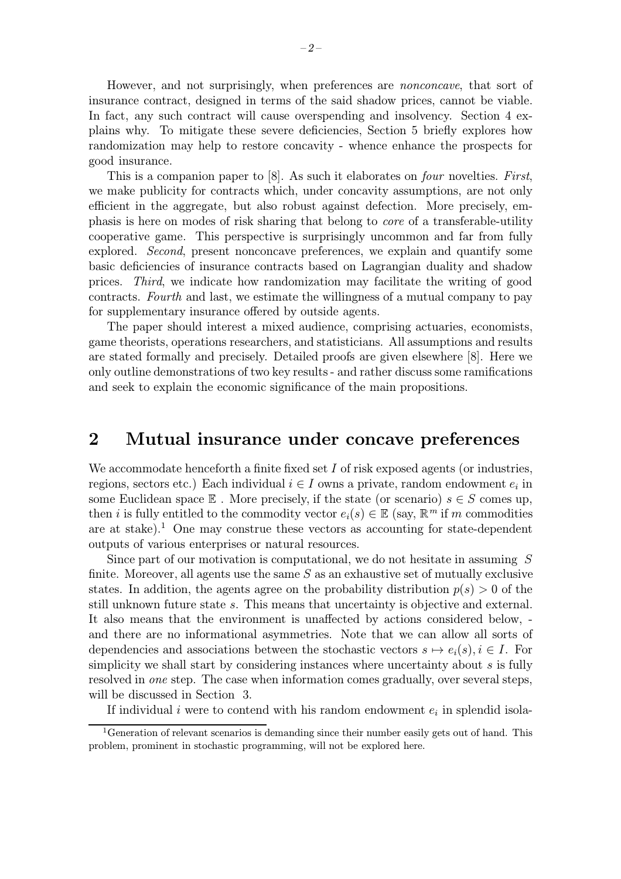However, and not surprisingly, when preferences are *nonconcave*, that sort of insurance contract, designed in terms of the said shadow prices, cannot be viable. In fact, any such contract will cause overspending and insolvency. Section 4 explains why. To mitigate these severe deficiencies, Section 5 briefly explores how randomization may help to restore concavity - whence enhance the prospects for good insurance.

This is a companion paper to [8]. As such it elaborates on *four* novelties. *First*, we make publicity for contracts which, under concavity assumptions, are not only efficient in the aggregate, but also robust against defection. More precisely, emphasis is here on modes of risk sharing that belong to *core* of a transferable-utility cooperative game. This perspective is surprisingly uncommon and far from fully explored. *Second*, present nonconcave preferences, we explain and quantify some basic deficiencies of insurance contracts based on Lagrangian duality and shadow prices. *Third*, we indicate how randomization may facilitate the writing of good contracts. *Fourth* and last, we estimate the willingness of a mutual company to pay for supplementary insurance offered by outside agents.

The paper should interest a mixed audience, comprising actuaries, economists, game theorists, operations researchers, and statisticians. All assumptions and results are stated formally and precisely. Detailed proofs are given elsewhere [8]. Here we only outline demonstrations of two key results - and rather discuss some ramifications and seek to explain the economic significance of the main propositions.

## 2 Mutual insurance under concave preferences

We accommodate henceforth a finite fixed set $I$ of risk exposed agents (or industries, regions, sectors etc.) Each individual $i \in I$ owns a private, random endowment $e_i$ in some Euclidean space $\mathbb{E}$ . More precisely, if the state (or scenario) $s \in S$ comes up, then $i$ is fully entitled to the commodity vector $e_i(s) \in \mathbb{E}$ (say, $\mathbb{R}^m$ if $m$ commodities are at stake).[1] One may construe these vectors as accounting for state-dependent outputs of various enterprises or natural resources.

Since part of our motivation is computational, we do not hesitate in assuming $S$ finite. Moreover, all agents use the same $S$ as an exhaustive set of mutually exclusive states. In addition, the agents agree on the probability distribution $p(s) > 0$ of the still unknown future state $s$. This means that uncertainty is objective and external. It also means that the environment is unaffected by actions considered below, - and there are no informational asymmetries. Note that we can allow all sorts of dependencies and associations between the stochastic vectors $s \mapsto e_i(s), i \in I$. For simplicity we shall start by considering instances where uncertainty about $s$ is fully resolved in *one* step. The case when information comes gradually, over several steps, will be discussed in Section 3.

If individual $i$ were to contend with his random endowment $e_i$ in splendid isola-

[1] Generation of relevant scenarios is demanding since their number easily gets out of hand. This problem, prominent in stochastic programming, will not be explored here.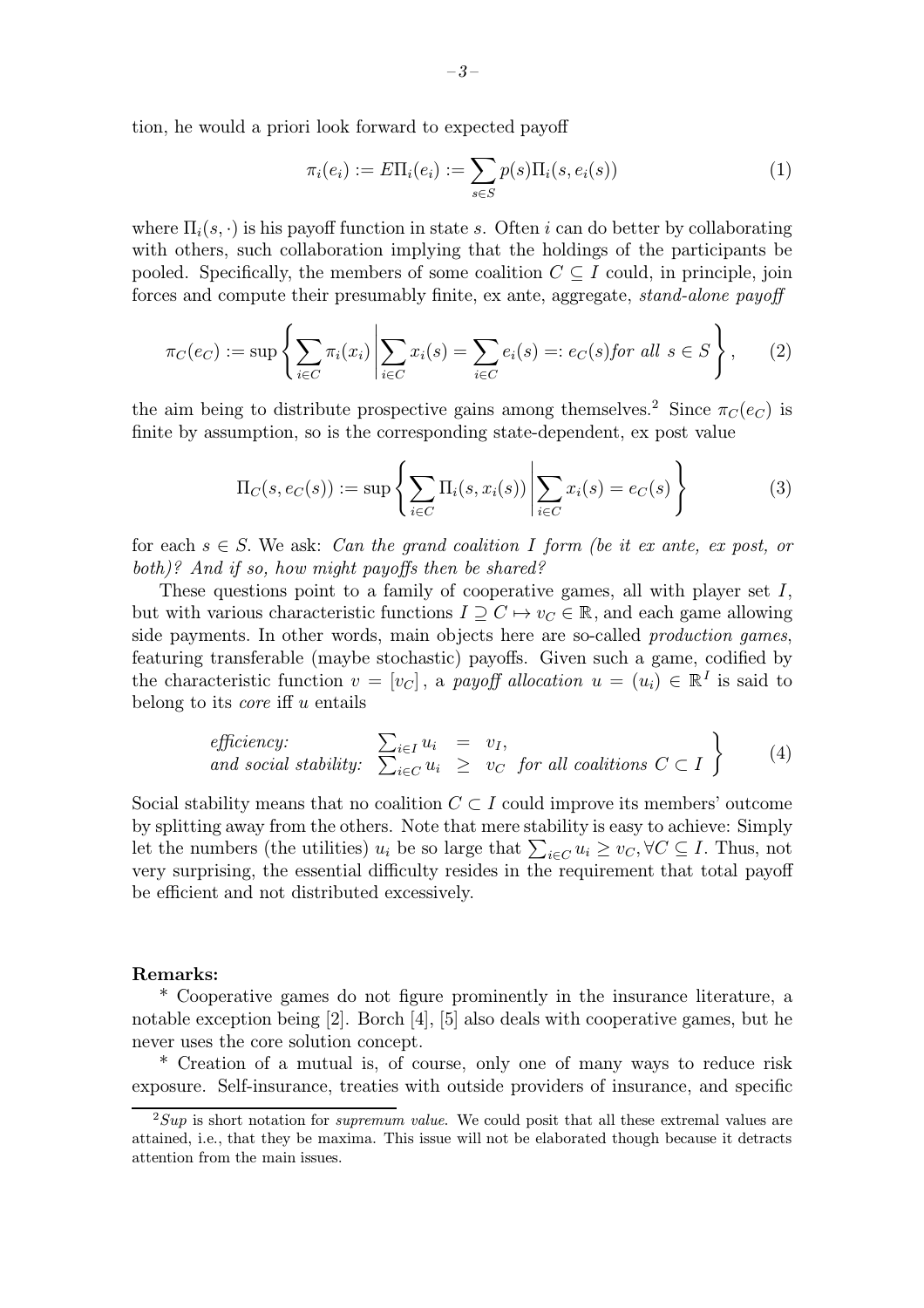tion, he would a priori look forward to expected payoff

$$\pi_i(e_i) := E\Pi_i(e_i) := \sum_{s \in S} p(s)\Pi_i(s, e_i(s)) \tag{1}$$

where $\Pi_i(s, \cdot)$ is his payoff function in state $s$. Often $i$ can do better by collaborating with others, such collaboration implying that the holdings of the participants be pooled. Specifically, the members of some coalition $C \subseteq I$ could, in principle, join forces and compute their presumably finite, ex ante, aggregate, *stand-alone payoff*

$$\pi_C(e_C) := \sup \left\{ \sum_{i \in C} \pi_i(x_i) \,\middle|\, \sum_{i \in C} x_i(s) = \sum_{i \in C} e_i(s) =: e_C(s) \textit{for all } s \in S \right\}, \tag{2}$$

the aim being to distribute prospective gains among themselves.[2] Since $\pi_C(e_C)$ is finite by assumption, so is the corresponding state-dependent, ex post value

$$\Pi_C(s, e_C(s)) := \sup \left\{ \sum_{i \in C} \Pi_i(s, x_i(s)) \,\middle|\, \sum_{i \in C} x_i(s) = e_C(s) \right\} \tag{3}$$

for each $s \in S$. We ask: *Can the grand coalition $I$ form (be it ex ante, ex post, or both)? And if so, how might payoffs then be shared?*

These questions point to a family of cooperative games, all with player set $I$, but with various characteristic functions $I \supseteq C \mapsto v_C \in \mathbb{R}$, and each game allowing side payments. In other words, main objects here are so-called *production games*, featuring transferable (maybe stochastic) payoffs. Given such a game, codified by the characteristic function $v = [v_C]$, a *payoff allocation* $u = (u_i) \in \mathbb{R}^I$ is said to belong to its *core* iff $u$ entails

$$\left. \begin{array}{lrcl} \textit{efficiency:} & \sum_{i \in I} u_i & = & v_I, \\ \textit{and social stability:} & \sum_{i \in C} u_i & \geq & v_C \quad \textit{for all coalitions } C \subset I \end{array} \right\} \tag{4}$$

Social stability means that no coalition $C \subset I$ could improve its members' outcome by splitting away from the others. Note that mere stability is easy to achieve: Simply let the numbers (the utilities) $u_i$ be so large that $\sum_{i \in C} u_i \geq v_C, \forall C \subseteq I$. Thus, not very surprising, the essential difficulty resides in the requirement that total payoff be efficient and not distributed excessively.

**Remarks:**

* Cooperative games do not figure prominently in the insurance literature, a notable exception being [2]. Borch [4], [5] also deals with cooperative games, but he never uses the core solution concept.

* Creation of a mutual is, of course, only one of many ways to reduce risk exposure. Self-insurance, treaties with outside providers of insurance, and specific

[2] *Sup* is short notation for *supremum value*. We could posit that all these extremal values are attained, i.e., that they be maxima. This issue will not be elaborated though because it detracts attention from the main issues.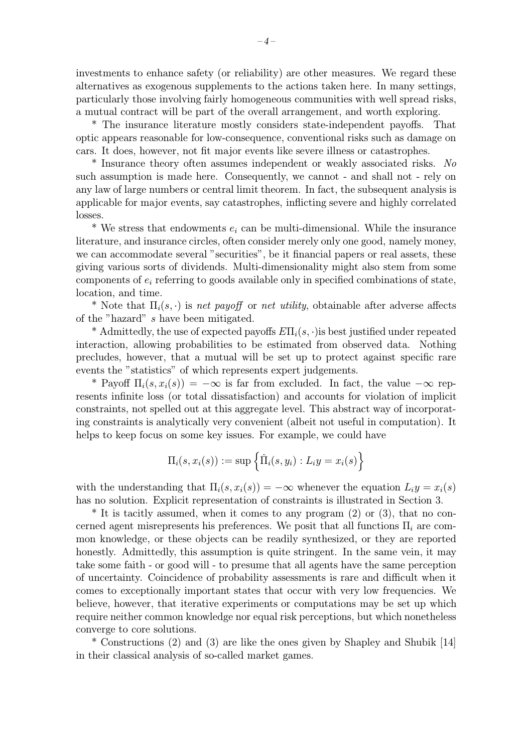investments to enhance safety (or reliability) are other measures. We regard these alternatives as exogenous supplements to the actions taken here. In many settings, particularly those involving fairly homogeneous communities with well spread risks, a mutual contract will be part of the overall arrangement, and worth exploring.

* The insurance literature mostly considers state-independent payoffs. That optic appears reasonable for low-consequence, conventional risks such as damage on cars. It does, however, not fit major events like severe illness or catastrophes.

* Insurance theory often assumes independent or weakly associated risks. *No* such assumption is made here. Consequently, we cannot - and shall not - rely on any law of large numbers or central limit theorem. In fact, the subsequent analysis is applicable for major events, say catastrophes, inflicting severe and highly correlated losses.

* We stress that endowments $e_i$ can be multi-dimensional. While the insurance literature, and insurance circles, often consider merely only one good, namely money, we can accommodate several "securities", be it financial papers or real assets, these giving various sorts of dividends. Multi-dimensionality might also stem from some components of $e_i$ referring to goods available only in specified combinations of state, location, and time.

* Note that $\Pi_i(s, \cdot)$ is *net payoff* or *net utility*, obtainable after adverse affects of the "hazard" $s$ have been mitigated.

* Admittedly, the use of expected payoffs $E\Pi_i(s, \cdot)$is best justified under repeated interaction, allowing probabilities to be estimated from observed data. Nothing precludes, however, that a mutual will be set up to protect against specific rare events the "statistics" of which represents expert judgements.

* Payoff $\Pi_i(s, x_i(s)) = -\infty$ is far from excluded. In fact, the value $-\infty$ represents infinite loss (or total dissatisfaction) and accounts for violation of implicit constraints, not spelled out at this aggregate level. This abstract way of incorporating constraints is analytically very convenient (albeit not useful in computation). It helps to keep focus on some key issues. For example, we could have

$$\Pi_i(s, x_i(s)) := \sup \left\{ \hat{\Pi}_i(s, y_i) : L_i y = x_i(s) \right\}$$

with the understanding that $\Pi_i(s, x_i(s)) = -\infty$ whenever the equation $L_i y = x_i(s)$ has no solution. Explicit representation of constraints is illustrated in Section 3.

* It is tacitly assumed, when it comes to any program (2) or (3), that no concerned agent misrepresents his preferences. We posit that all functions $\Pi_i$ are common knowledge, or these objects can be readily synthesized, or they are reported honestly. Admittedly, this assumption is quite stringent. In the same vein, it may take some faith - or good will - to presume that all agents have the same perception of uncertainty. Coincidence of probability assessments is rare and difficult when it comes to exceptionally important states that occur with very low frequencies. We believe, however, that iterative experiments or computations may be set up which require neither common knowledge nor equal risk perceptions, but which nonetheless converge to core solutions.

* Constructions (2) and (3) are like the ones given by Shapley and Shubik [14] in their classical analysis of so-called market games.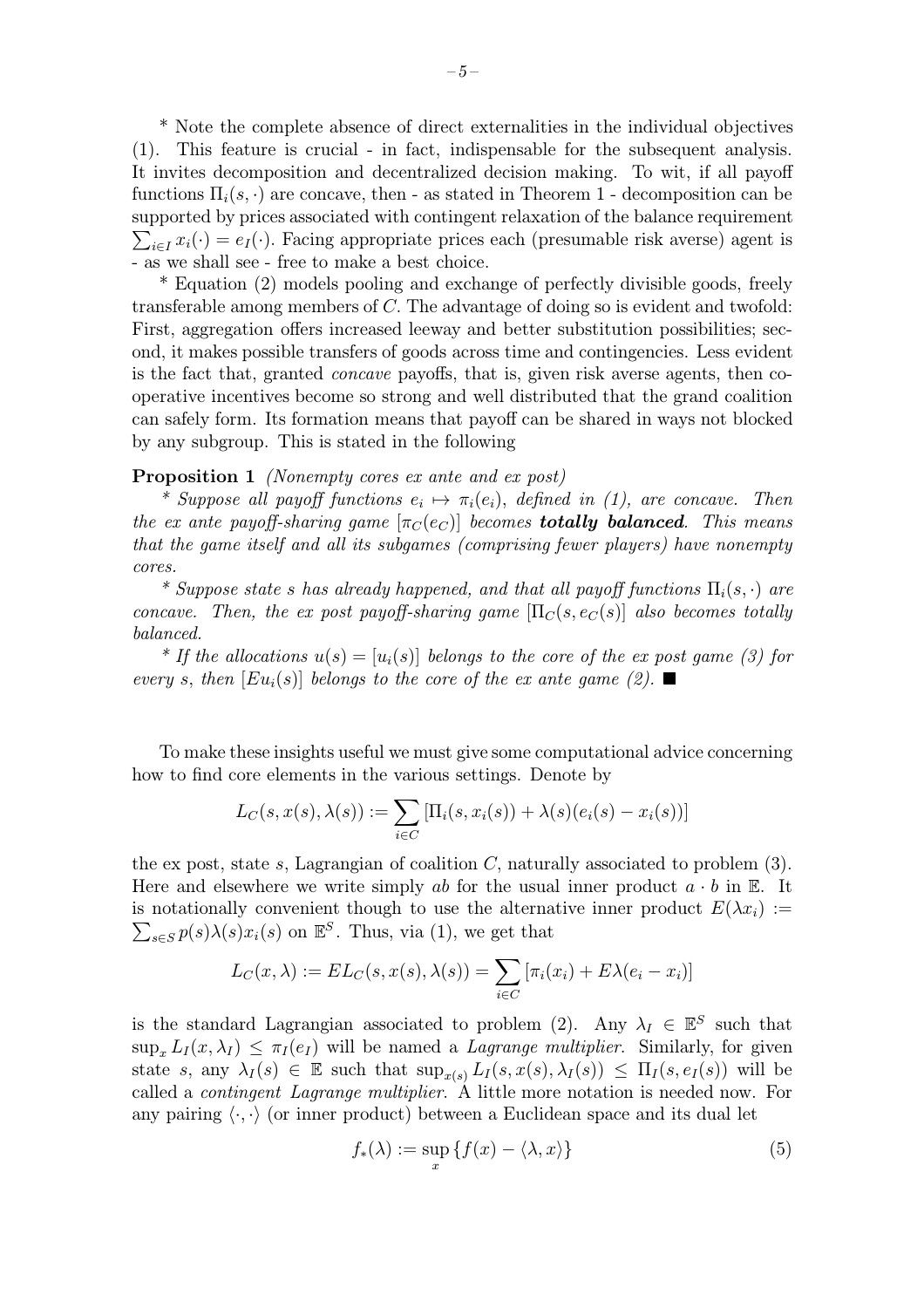* Note the complete absence of direct externalities in the individual objectives (1). This feature is crucial - in fact, indispensable for the subsequent analysis. It invites decomposition and decentralized decision making. To wit, if all payoff functions $\Pi_i(s, \cdot)$ are concave, then - as stated in Theorem 1 - decomposition can be supported by prices associated with contingent relaxation of the balance requirement $\sum_{i \in I} x_i(\cdot) = e_I(\cdot)$. Facing appropriate prices each (presumable risk averse) agent is - as we shall see - free to make a best choice.

* Equation (2) models pooling and exchange of perfectly divisible goods, freely transferable among members of $C$. The advantage of doing so is evident and twofold: First, aggregation offers increased leeway and better substitution possibilities; second, it makes possible transfers of goods across time and contingencies. Less evident is the fact that, granted *concave* payoffs, that is, given risk averse agents, then cooperative incentives become so strong and well distributed that the grand coalition can safely form. Its formation means that payoff can be shared in ways not blocked by any subgroup. This is stated in the following

**Proposition 1** *(Nonempty cores ex ante and ex post)*

*\* Suppose all payoff functions $e_i \mapsto \pi_i(e_i)$, defined in (1), are concave. Then the ex ante payoff-sharing game $[\pi_C(e_C)]$ becomes **totally balanced**. This means that the game itself and all its subgames (comprising fewer players) have nonempty cores.*

*\* Suppose state $s$ has already happened, and that all payoff functions $\Pi_i(s, \cdot)$ are concave. Then, the ex post payoff-sharing game $[\Pi_C(s, e_C(s)]$ also becomes totally balanced.*

*\* If the allocations $u(s) = [u_i(s)]$ belongs to the core of the ex post game (3) for every $s$, then $[Eu_i(s)]$ belongs to the core of the ex ante game (2).* ■

To make these insights useful we must give some computational advice concerning how to find core elements in the various settings. Denote by

$$L_C(s, x(s), \lambda(s)) := \sum_{i \in C} [\Pi_i(s, x_i(s)) + \lambda(s)(e_i(s) - x_i(s))]$$

the ex post, state $s$, Lagrangian of coalition $C$, naturally associated to problem (3). Here and elsewhere we write simply $ab$ for the usual inner product $a \cdot b$ in $\mathbb{E}$. It is notationally convenient though to use the alternative inner product $E(\lambda x_i) := \sum_{s \in S} p(s)\lambda(s)x_i(s)$ on $\mathbb{E}^S$. Thus, via (1), we get that

$$L_C(x, \lambda) := EL_C(s, x(s), \lambda(s)) = \sum_{i \in C} [\pi_i(x_i) + E\lambda(e_i - x_i)]$$

is the standard Lagrangian associated to problem (2). Any $\lambda_I \in \mathbb{E}^S$ such that $\sup_x L_I(x, \lambda_I) \leq \pi_I(e_I)$ will be named a *Lagrange multiplier*. Similarly, for given state $s$, any $\lambda_I(s) \in \mathbb{E}$ such that $\sup_{x(s)} L_I(s, x(s), \lambda_I(s)) \leq \Pi_I(s, e_I(s))$ will be called a *contingent Lagrange multiplier*. A little more notation is needed now. For any pairing $\langle \cdot, \cdot \rangle$ (or inner product) between a Euclidean space and its dual let

$$f_*(\lambda) := \sup_x \{f(x) - \langle \lambda, x \rangle\} \tag{5}$$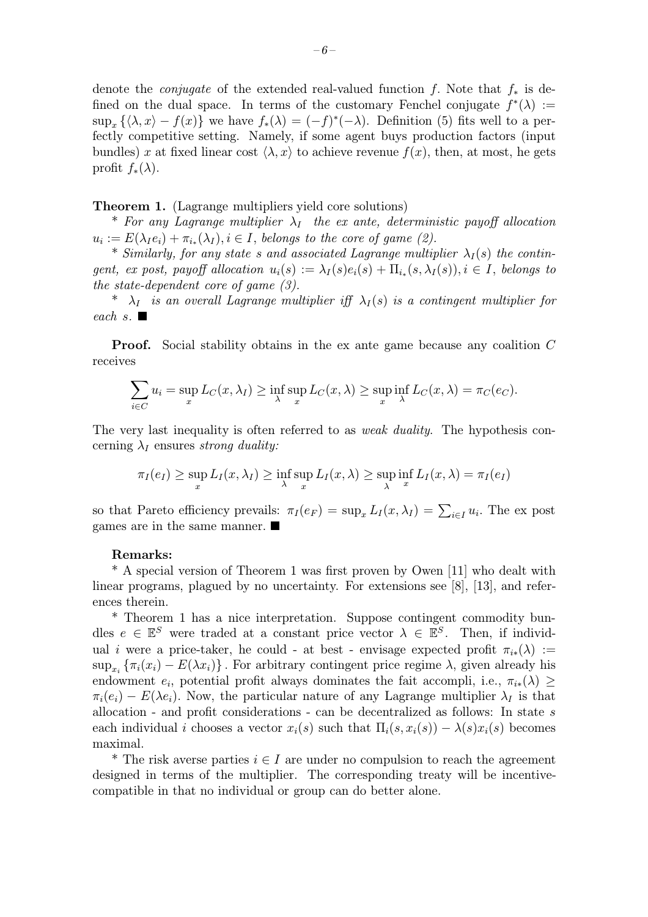denote the *conjugate* of the extended real-valued function $f$. Note that $f_*$ is defined on the dual space. In terms of the customary Fenchel conjugate $f^*(\lambda) := \sup_x \{\langle \lambda, x\rangle - f(x)\}$ we have $f_*(\lambda) = (-f)^*(-\lambda)$. Definition (5) fits well to a perfectly competitive setting. Namely, if some agent buys production factors (input bundles) $x$ at fixed linear cost $\langle \lambda, x\rangle$ to achieve revenue $f(x)$, then, at most, he gets profit $f_*(\lambda)$.

**Theorem 1.** (Lagrange multipliers yield core solutions)

\* *For any Lagrange multiplier* $\lambda_I$ *the ex ante, deterministic payoff allocation* $u_i := E(\lambda_I e_i) + \pi_{i_*}(\lambda_I), i \in I$, *belongs to the core of game (2).*

\* *Similarly, for any state* $s$ *and associated Lagrange multiplier* $\lambda_I(s)$ *the contingent, ex post, payoff allocation* $u_i(s) := \lambda_I(s)e_i(s) + \Pi_{i_*}(s, \lambda_I(s)), i \in I$, *belongs to the state-dependent core of game (3).*

\* $\lambda_I$ *is an overall Lagrange multiplier iff* $\lambda_I(s)$ *is a contingent multiplier for each* $s$. ■

**Proof.** Social stability obtains in the ex ante game because any coalition $C$ receives

$$\sum_{i\in C} u_i = \sup_x L_C(x, \lambda_I) \geq \inf_\lambda \sup_x L_C(x, \lambda) \geq \sup_x \inf_\lambda L_C(x, \lambda) = \pi_C(e_C).$$

The very last inequality is often referred to as *weak duality*. The hypothesis concerning $\lambda_I$ ensures *strong duality:*

$$\pi_I(e_I) \geq \sup_x L_I(x, \lambda_I) \geq \inf_\lambda \sup_x L_I(x, \lambda) \geq \sup_\lambda \inf_x L_I(x, \lambda) = \pi_I(e_I)$$

so that Pareto efficiency prevails: $\pi_I(e_F) = \sup_x L_I(x, \lambda_I) = \sum_{i\in I} u_i$. The ex post games are in the same manner. ■

**Remarks:**

\* A special version of Theorem 1 was first proven by Owen [11] who dealt with linear programs, plagued by no uncertainty. For extensions see [8], [13], and references therein.

\* Theorem 1 has a nice interpretation. Suppose contingent commodity bundles $e \in \mathbb{E}^S$ were traded at a constant price vector $\lambda \in \mathbb{E}^S$. Then, if individual $i$ were a price-taker, he could - at best - envisage expected profit $\pi_{i*}(\lambda) := \sup_{x_i} \{\pi_i(x_i) - E(\lambda x_i)\}$. For arbitrary contingent price regime $\lambda$, given already his endowment $e_i$, potential profit always dominates the fait accompli, i.e., $\pi_{i*}(\lambda) \geq \pi_i(e_i) - E(\lambda e_i)$. Now, the particular nature of any Lagrange multiplier $\lambda_I$ is that allocation - and profit considerations - can be decentralized as follows: In state $s$ each individual $i$ chooses a vector $x_i(s)$ such that $\Pi_i(s, x_i(s)) - \lambda(s)x_i(s)$ becomes maximal.

\* The risk averse parties $i \in I$ are under no compulsion to reach the agreement designed in terms of the multiplier. The corresponding treaty will be incentive-compatible in that no individual or group can do better alone.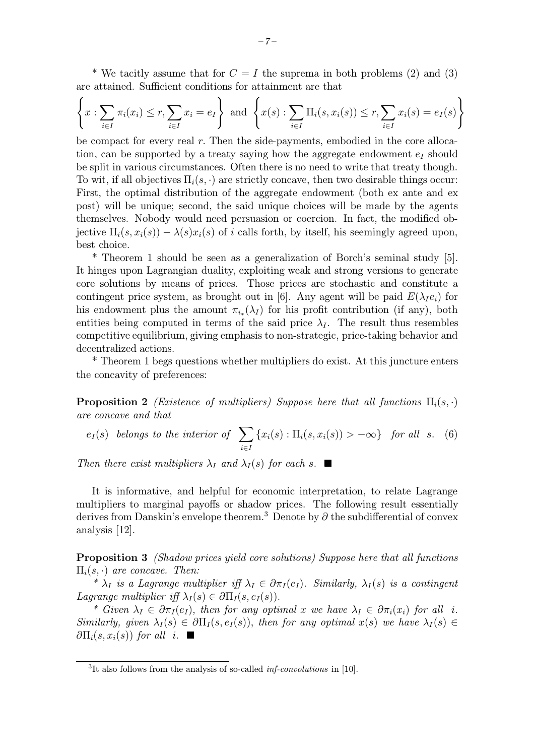* We tacitly assume that for $C = I$ the suprema in both problems (2) and (3) are attained. Sufficient conditions for attainment are that

$$\left\{ x : \sum_{i \in I} \pi_i(x_i) \leq r, \sum_{i \in I} x_i = e_I \right\} \text{ and } \left\{ x(s) : \sum_{i \in I} \Pi_i(s, x_i(s)) \leq r, \sum_{i \in I} x_i(s) = e_I(s) \right\}$$

be compact for every real $r$. Then the side-payments, embodied in the core allocation, can be supported by a treaty saying how the aggregate endowment $e_I$ should be split in various circumstances. Often there is no need to write that treaty though. To wit, if all objectives $\Pi_i(s, \cdot)$ are strictly concave, then two desirable things occur: First, the optimal distribution of the aggregate endowment (both ex ante and ex post) will be unique; second, the said unique choices will be made by the agents themselves. Nobody would need persuasion or coercion. In fact, the modified objective $\Pi_i(s, x_i(s)) - \lambda(s)x_i(s)$ of $i$ calls forth, by itself, his seemingly agreed upon, best choice.

* Theorem 1 should be seen as a generalization of Borch's seminal study [5]. It hinges upon Lagrangian duality, exploiting weak and strong versions to generate core solutions by means of prices. Those prices are stochastic and constitute a contingent price system, as brought out in [6]. Any agent will be paid $E(\lambda_I e_i)$ for his endowment plus the amount $\pi_{i_*}(\lambda_I)$ for his profit contribution (if any), both entities being computed in terms of the said price $\lambda_I$. The result thus resembles competitive equilibrium, giving emphasis to non-strategic, price-taking behavior and decentralized actions.

* Theorem 1 begs questions whether multipliers do exist. At this juncture enters the concavity of preferences:

**Proposition 2** *(Existence of multipliers) Suppose here that all functions $\Pi_i(s, \cdot)$ are concave and that*

$$e_I(s) \text{ belongs to the interior of } \sum_{i \in I} \{x_i(s) : \Pi_i(s, x_i(s)) > -\infty\} \text{ for all } s. \quad (6)$$

*Then there exist multipliers $\lambda_I$ and $\lambda_I(s)$ for each $s$.* ■

It is informative, and helpful for economic interpretation, to relate Lagrange multipliers to marginal payoffs or shadow prices. The following result essentially derives from Danskin's envelope theorem.[3] Denote by $\partial$ the subdifferential of convex analysis [12].

**Proposition 3** *(Shadow prices yield core solutions) Suppose here that all functions $\Pi_i(s, \cdot)$ are concave. Then:*

* *$\lambda_I$ is a Lagrange multiplier iff $\lambda_I \in \partial \pi_I(e_I)$. Similarly, $\lambda_I(s)$ is a contingent Lagrange multiplier iff $\lambda_I(s) \in \partial \Pi_I(s, e_I(s))$.*

* *Given $\lambda_I \in \partial \pi_I(e_I)$, then for any optimal $x$ we have $\lambda_I \in \partial \pi_i(x_i)$ for all $i$. Similarly, given $\lambda_I(s) \in \partial \Pi_I(s, e_I(s))$, then for any optimal $x(s)$ we have $\lambda_I(s) \in \partial \Pi_i(s, x_i(s))$ for all $i$.* ■

[3] It also follows from the analysis of so-called *inf-convolutions* in [10].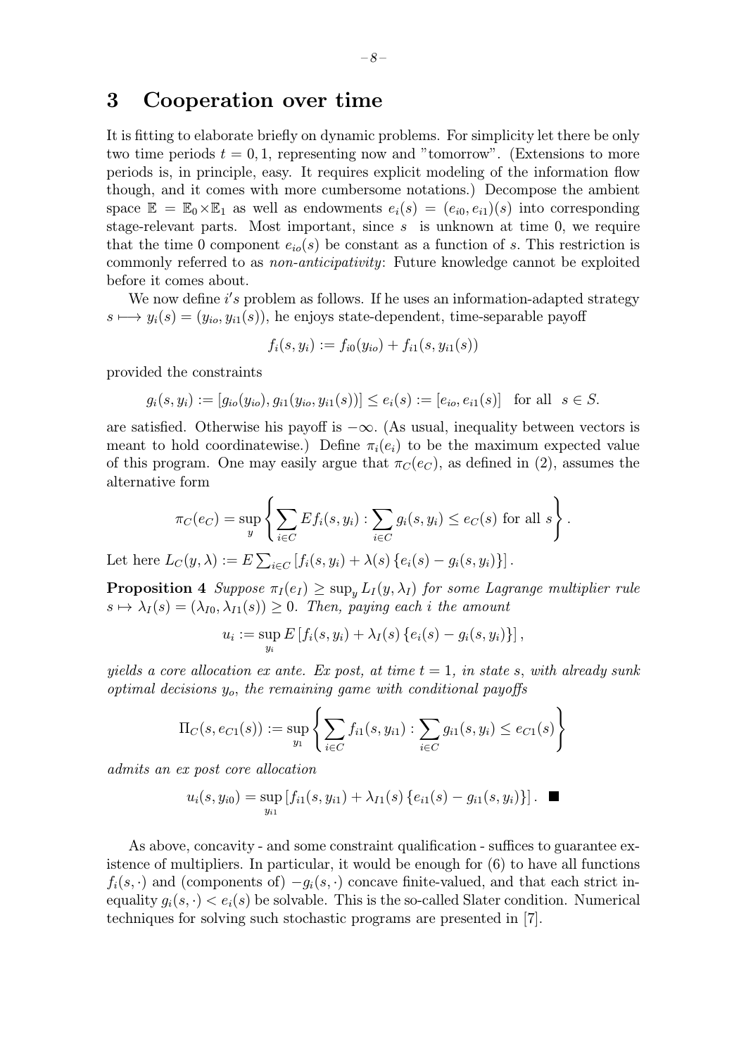## 3 Cooperation over time

It is fitting to elaborate briefly on dynamic problems. For simplicity let there be only two time periods $t = 0, 1$, representing now and "tomorrow". (Extensions to more periods is, in principle, easy. It requires explicit modeling of the information flow though, and it comes with more cumbersome notations.) Decompose the ambient space $\mathbb{E} = \mathbb{E}_0 \times \mathbb{E}_1$ as well as endowments $e_i(s) = (e_{i0}, e_{i1})(s)$ into corresponding stage-relevant parts. Most important, since $s$ is unknown at time 0, we require that the time 0 component $e_{io}(s)$ be constant as a function of $s$. This restriction is commonly referred to as *non-anticipativity*: Future knowledge cannot be exploited before it comes about.

We now define $i's$ problem as follows. If he uses an information-adapted strategy $s \longmapsto y_i(s) = (y_{io}, y_{i1}(s))$, he enjoys state-dependent, time-separable payoff

$$f_i(s, y_i) := f_{i0}(y_{io}) + f_{i1}(s, y_{i1}(s))$$

provided the constraints

$$g_i(s, y_i) := [g_{io}(y_{io}), g_{i1}(y_{io}, y_{i1}(s))] \leq e_i(s) := [e_{io}, e_{i1}(s)] \quad \text{for all} \quad s \in S.$$

are satisfied. Otherwise his payoff is $-\infty$. (As usual, inequality between vectors is meant to hold coordinatewise.) Define $\pi_i(e_i)$ to be the maximum expected value of this program. One may easily argue that $\pi_C(e_C)$, as defined in (2), assumes the alternative form

$$\pi_C(e_C) = \sup_y \left\{ \sum_{i \in C} Ef_i(s, y_i) : \sum_{i \in C} g_i(s, y_i) \leq e_C(s) \text{ for all } s \right\}.$$

Let here $L_C(y, \lambda) := E \sum_{i \in C} [f_i(s, y_i) + \lambda(s) \{e_i(s) - g_i(s, y_i)\}]$.

**Proposition 4** *Suppose $\pi_I(e_I) \geq \sup_y L_I(y, \lambda_I)$ for some Lagrange multiplier rule $s \mapsto \lambda_I(s) = (\lambda_{I0}, \lambda_{I1}(s)) \geq 0$. Then, paying each $i$ the amount*

$$u_i := \sup_{y_i} E [f_i(s, y_i) + \lambda_I(s) \{e_i(s) - g_i(s, y_i)\}],$$

*yields a core allocation ex ante. Ex post, at time $t = 1$, in state $s$, with already sunk optimal decisions $y_o$, the remaining game with conditional payoffs*

$$\Pi_C(s, e_{C1}(s)) := \sup_{y_1} \left\{ \sum_{i \in C} f_{i1}(s, y_{i1}) : \sum_{i \in C} g_{i1}(s, y_i) \leq e_{C1}(s) \right\}$$

*admits an ex post core allocation*

$$u_i(s, y_{i0}) = \sup_{y_{i1}} [f_{i1}(s, y_{i1}) + \lambda_{I1}(s) \{e_{i1}(s) - g_{i1}(s, y_i)\}]. \quad \blacksquare$$

As above, concavity - and some constraint qualification - suffices to guarantee existence of multipliers. In particular, it would be enough for (6) to have all functions $f_i(s, \cdot)$ and (components of) $-g_i(s, \cdot)$ concave finite-valued, and that each strict inequality $g_i(s, \cdot) < e_i(s)$ be solvable. This is the so-called Slater condition. Numerical techniques for solving such stochastic programs are presented in [7].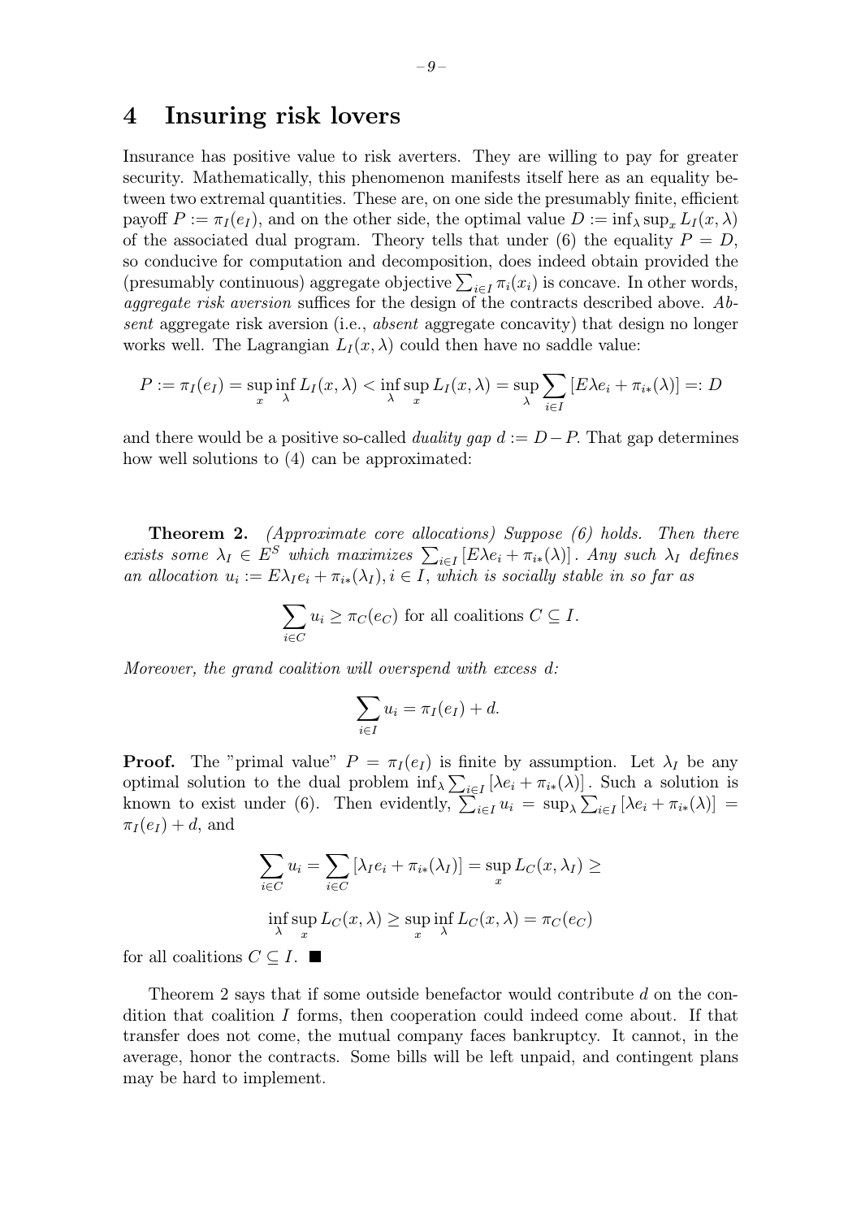# 4 Insuring risk lovers

Insurance has positive value to risk averters. They are willing to pay for greater security. Mathematically, this phenomenon manifests itself here as an equality between two extremal quantities. These are, on one side the presumably finite, efficient payoff $P := \pi_I(e_I)$, and on the other side, the optimal value $D := \inf_\lambda \sup_x L_I(x, \lambda)$ of the associated dual program. Theory tells that under (6) the equality $P = D$, so conducive for computation and decomposition, does indeed obtain provided the (presumably continuous) aggregate objective $\sum_{i \in I} \pi_i(x_i)$ is concave. In other words, *aggregate risk aversion* suffices for the design of the contracts described above. *Absent* aggregate risk aversion (i.e., *absent* aggregate concavity) that design no longer works well. The Lagrangian $L_I(x, \lambda)$ could then have no saddle value:

$$P := \pi_I(e_I) = \sup_x \inf_\lambda L_I(x, \lambda) < \inf_\lambda \sup_x L_I(x, \lambda) = \sup_\lambda \sum_{i \in I} [E\lambda e_i + \pi_{i*}(\lambda)] =: D$$

and there would be a positive so-called *duality gap* $d := D - P$. That gap determines how well solutions to (4) can be approximated:

**Theorem 2.** *(Approximate core allocations) Suppose (6) holds. Then there exists some $\lambda_I \in E^S$ which maximizes $\sum_{i \in I} [E\lambda e_i + \pi_{i*}(\lambda)]$. Any such $\lambda_I$ defines an allocation $u_i := E\lambda_I e_i + \pi_{i*}(\lambda_I), i \in I$, which is socially stable in so far as*

$$\sum_{i \in C} u_i \geq \pi_C(e_C) \text{ for all coalitions } C \subseteq I.$$

*Moreover, the grand coalition will overspend with excess $d$:*

$$\sum_{i \in I} u_i = \pi_I(e_I) + d.$$

**Proof.** The "primal value" $P = \pi_I(e_I)$ is finite by assumption. Let $\lambda_I$ be any optimal solution to the dual problem $\inf_\lambda \sum_{i \in I} [\lambda e_i + \pi_{i*}(\lambda)]$. Such a solution is known to exist under (6). Then evidently, $\sum_{i \in I} u_i = \sup_\lambda \sum_{i \in I} [\lambda e_i + \pi_{i*}(\lambda)] = \pi_I(e_I) + d$, and

$$\sum_{i \in C} u_i = \sum_{i \in C} [\lambda_I e_i + \pi_{i*}(\lambda_I)] = \sup_x L_C(x, \lambda_I) \geq$$

$$\inf_\lambda \sup_x L_C(x, \lambda) \geq \sup_x \inf_\lambda L_C(x, \lambda) = \pi_C(e_C)$$

for all coalitions $C \subseteq I$. ■

Theorem 2 says that if some outside benefactor would contribute $d$ on the condition that coalition $I$ forms, then cooperation could indeed come about. If that transfer does not come, the mutual company faces bankruptcy. It cannot, in the average, honor the contracts. Some bills will be left unpaid, and contingent plans may be hard to implement.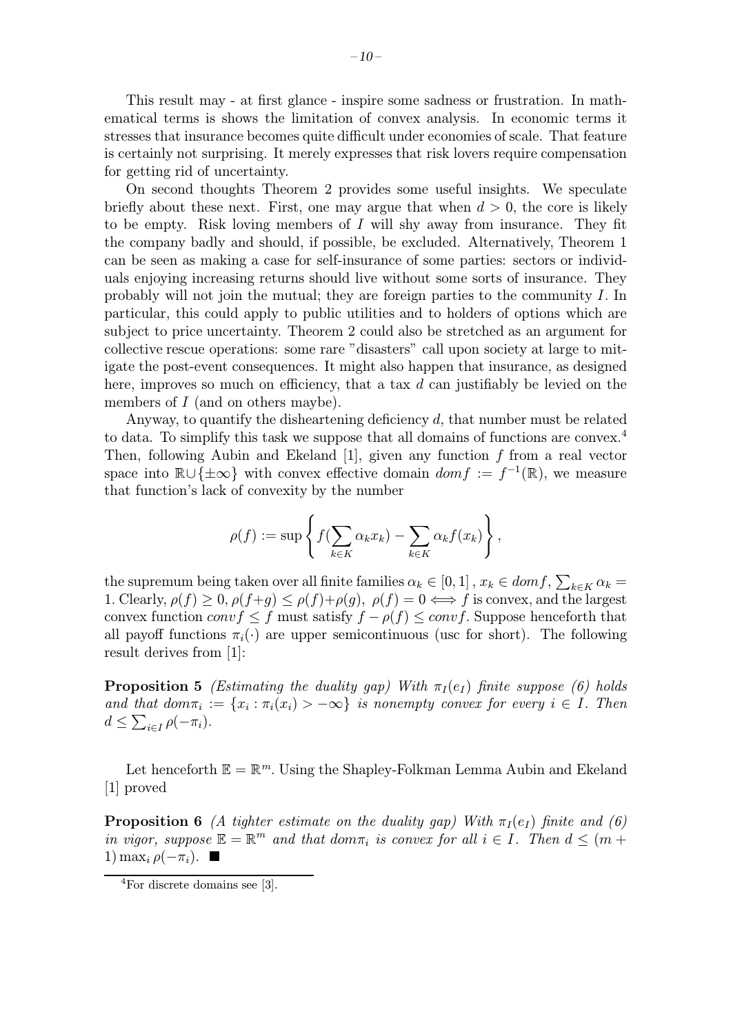This result may - at first glance - inspire some sadness or frustration. In mathematical terms is shows the limitation of convex analysis. In economic terms it stresses that insurance becomes quite difficult under economies of scale. That feature is certainly not surprising. It merely expresses that risk lovers require compensation for getting rid of uncertainty.

On second thoughts Theorem 2 provides some useful insights. We speculate briefly about these next. First, one may argue that when $d > 0$, the core is likely to be empty. Risk loving members of $I$ will shy away from insurance. They fit the company badly and should, if possible, be excluded. Alternatively, Theorem 1 can be seen as making a case for self-insurance of some parties: sectors or individuals enjoying increasing returns should live without some sorts of insurance. They probably will not join the mutual; they are foreign parties to the community $I$. In particular, this could apply to public utilities and to holders of options which are subject to price uncertainty. Theorem 2 could also be stretched as an argument for collective rescue operations: some rare "disasters" call upon society at large to mitigate the post-event consequences. It might also happen that insurance, as designed here, improves so much on efficiency, that a tax $d$ can justifiably be levied on the members of $I$ (and on others maybe).

Anyway, to quantify the disheartening deficiency $d$, that number must be related to data. To simplify this task we suppose that all domains of functions are convex.[4] Then, following Aubin and Ekeland [1], given any function $f$ from a real vector space into $\mathbb{R}\cup\{\pm\infty\}$ with convex effective domain $dom f := f^{-1}(\mathbb{R})$, we measure that function's lack of convexity by the number

$$\rho(f) := \sup\left\{ f(\sum_{k\in K}\alpha_k x_k) - \sum_{k\in K}\alpha_k f(x_k) \right\},$$

the supremum being taken over all finite families $\alpha_k \in [0,1]$, $x_k \in dom f$, $\sum_{k\in K}\alpha_k = 1$. Clearly, $\rho(f) \geq 0$, $\rho(f+g) \leq \rho(f)+\rho(g)$, $\rho(f) = 0 \iff f$ is convex, and the largest convex function $conv f \leq f$ must satisfy $f - \rho(f) \leq conv f$. Suppose henceforth that all payoff functions $\pi_i(\cdot)$ are upper semicontinuous (usc for short). The following result derives from [1]:

**Proposition 5** *(Estimating the duality gap) With $\pi_I(e_I)$ finite suppose (6) holds and that $dom\pi_i := \{x_i : \pi_i(x_i) > -\infty\}$ is nonempty convex for every $i \in I$. Then $d \leq \sum_{i\in I}\rho(-\pi_i)$.*

Let henceforth $\mathbb{E} = \mathbb{R}^m$. Using the Shapley-Folkman Lemma Aubin and Ekeland [1] proved

**Proposition 6** *(A tighter estimate on the duality gap) With $\pi_I(e_I)$ finite and (6) in vigor, suppose $\mathbb{E} = \mathbb{R}^m$ and that $dom\pi_i$ is convex for all $i \in I$. Then $d \leq (m+1)\max_i \rho(-\pi_i)$.* ■

[4] For discrete domains see [3].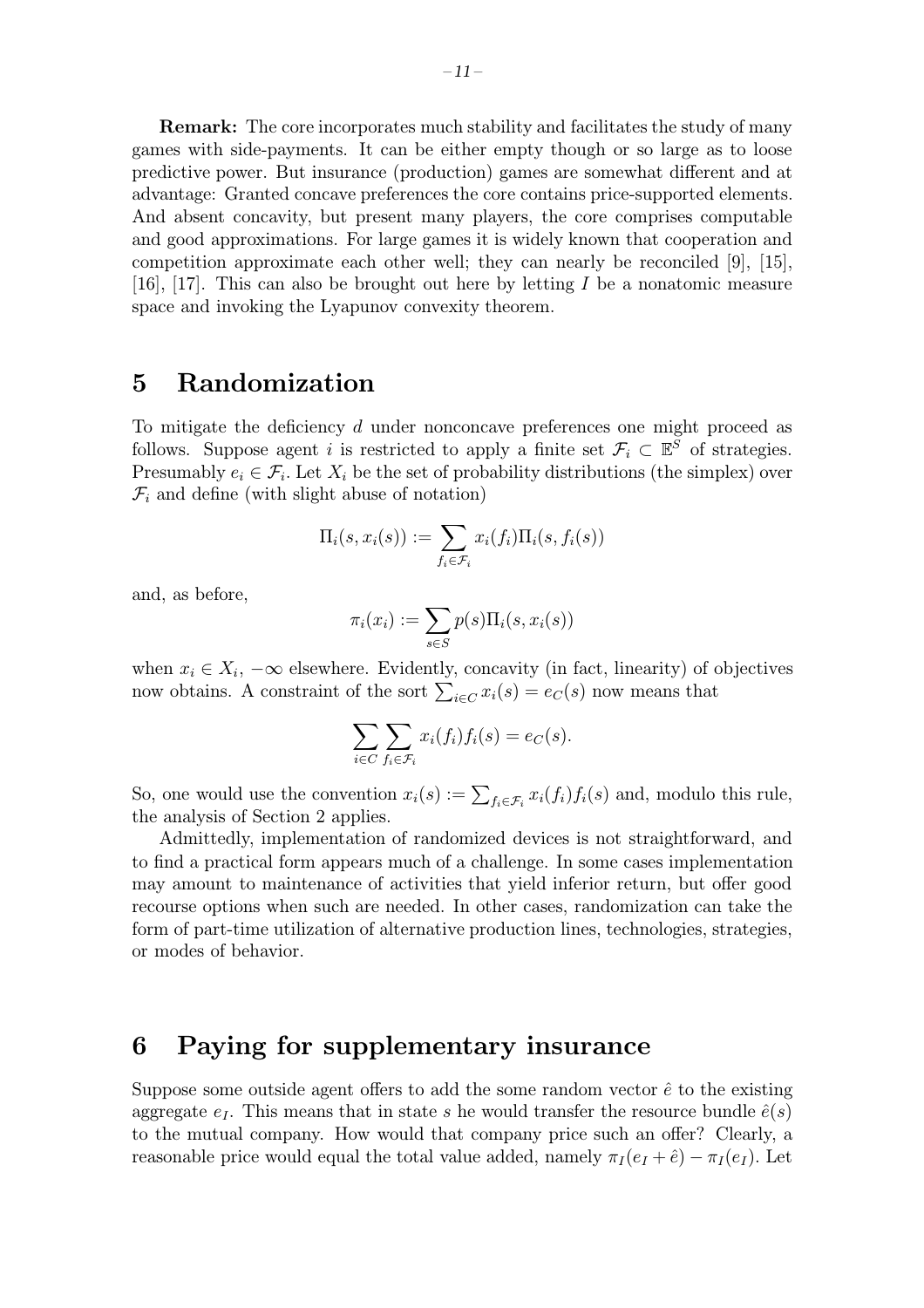**Remark:** The core incorporates much stability and facilitates the study of many games with side-payments. It can be either empty though or so large as to loose predictive power. But insurance (production) games are somewhat different and at advantage: Granted concave preferences the core contains price-supported elements. And absent concavity, but present many players, the core comprises computable and good approximations. For large games it is widely known that cooperation and competition approximate each other well; they can nearly be reconciled [9], [15], [16], [17]. This can also be brought out here by letting $I$ be a nonatomic measure space and invoking the Lyapunov convexity theorem.

# 5 Randomization

To mitigate the deficiency $d$ under nonconcave preferences one might proceed as follows. Suppose agent $i$ is restricted to apply a finite set $\mathcal{F}_i \subset \mathbb{E}^S$ of strategies. Presumably $e_i \in \mathcal{F}_i$. Let $X_i$ be the set of probability distributions (the simplex) over $\mathcal{F}_i$ and define (with slight abuse of notation)

$$\Pi_i(s, x_i(s)) := \sum_{f_i \in \mathcal{F}_i} x_i(f_i)\Pi_i(s, f_i(s))$$

and, as before,

$$\pi_i(x_i) := \sum_{s \in S} p(s)\Pi_i(s, x_i(s))$$

when $x_i \in X_i$, $-\infty$ elsewhere. Evidently, concavity (in fact, linearity) of objectives now obtains. A constraint of the sort $\sum_{i \in C} x_i(s) = e_C(s)$ now means that

$$\sum_{i \in C} \sum_{f_i \in \mathcal{F}_i} x_i(f_i) f_i(s) = e_C(s).$$

So, one would use the convention $x_i(s) := \sum_{f_i \in \mathcal{F}_i} x_i(f_i) f_i(s)$ and, modulo this rule, the analysis of Section 2 applies.

Admittedly, implementation of randomized devices is not straightforward, and to find a practical form appears much of a challenge. In some cases implementation may amount to maintenance of activities that yield inferior return, but offer good recourse options when such are needed. In other cases, randomization can take the form of part-time utilization of alternative production lines, technologies, strategies, or modes of behavior.

# 6 Paying for supplementary insurance

Suppose some outside agent offers to add the some random vector $\hat{e}$ to the existing aggregate $e_I$. This means that in state $s$ he would transfer the resource bundle $\hat{e}(s)$ to the mutual company. How would that company price such an offer? Clearly, a reasonable price would equal the total value added, namely $\pi_I(e_I + \hat{e}) - \pi_I(e_I)$. Let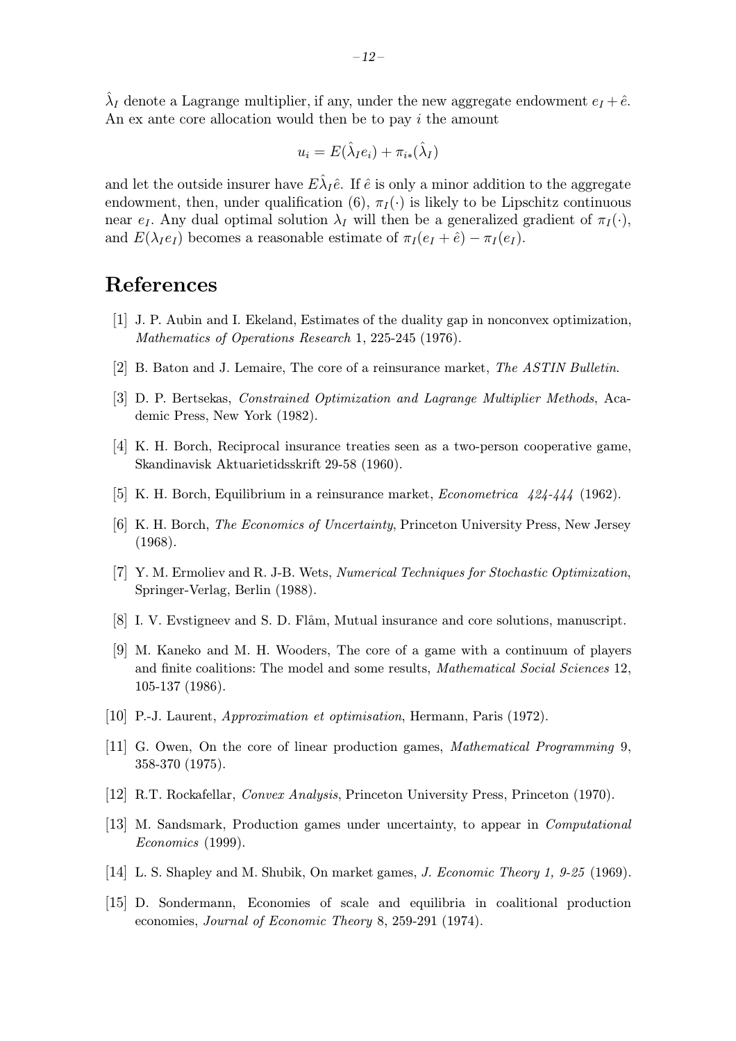$\hat{\lambda}_I$ denote a Lagrange multiplier, if any, under the new aggregate endowment $e_I + \hat{e}$. An ex ante core allocation would then be to pay $i$ the amount

$$u_i = E(\hat{\lambda}_I e_i) + \pi_{i*}(\hat{\lambda}_I)$$

and let the outside insurer have $E\hat{\lambda}_I \hat{e}$. If $\hat{e}$ is only a minor addition to the aggregate endowment, then, under qualification (6), $\pi_I(\cdot)$ is likely to be Lipschitz continuous near $e_I$. Any dual optimal solution $\lambda_I$ will then be a generalized gradient of $\pi_I(\cdot)$, and $E(\lambda_I e_I)$ becomes a reasonable estimate of $\pi_I(e_I + \hat{e}) - \pi_I(e_I)$.

# References

[1] J. P. Aubin and I. Ekeland, Estimates of the duality gap in nonconvex optimization, *Mathematics of Operations Research* 1, 225-245 (1976).

[2] B. Baton and J. Lemaire, The core of a reinsurance market, *The ASTIN Bulletin*.

[3] D. P. Bertsekas, *Constrained Optimization and Lagrange Multiplier Methods*, Academic Press, New York (1982).

[4] K. H. Borch, Reciprocal insurance treaties seen as a two-person cooperative game, Skandinavisk Aktuarietidsskrift 29-58 (1960).

[5] K. H. Borch, Equilibrium in a reinsurance market, *Econometrica 424-444* (1962).

[6] K. H. Borch, *The Economics of Uncertainty*, Princeton University Press, New Jersey (1968).

[7] Y. M. Ermoliev and R. J-B. Wets, *Numerical Techniques for Stochastic Optimization*, Springer-Verlag, Berlin (1988).

[8] I. V. Evstigneev and S. D. Flåm, Mutual insurance and core solutions, manuscript.

[9] M. Kaneko and M. H. Wooders, The core of a game with a continuum of players and finite coalitions: The model and some results, *Mathematical Social Sciences* 12, 105-137 (1986).

[10] P.-J. Laurent, *Approximation et optimisation*, Hermann, Paris (1972).

[11] G. Owen, On the core of linear production games, *Mathematical Programming* 9, 358-370 (1975).

[12] R.T. Rockafellar, *Convex Analysis*, Princeton University Press, Princeton (1970).

[13] M. Sandsmark, Production games under uncertainty, to appear in *Computational Economics* (1999).

[14] L. S. Shapley and M. Shubik, On market games, *J. Economic Theory 1, 9-25* (1969).

[15] D. Sondermann, Economies of scale and equilibria in coalitional production economies, *Journal of Economic Theory* 8, 259-291 (1974).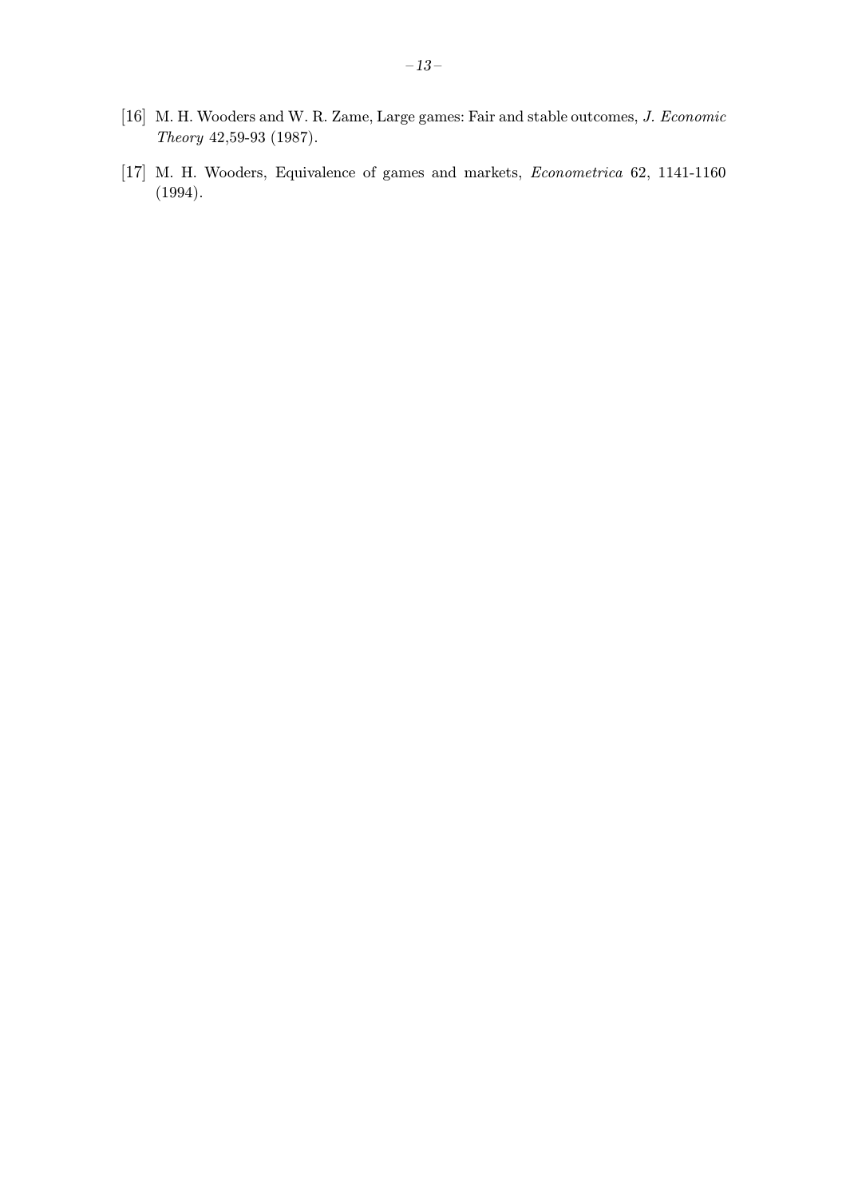[16] M. H. Wooders and W. R. Zame, Large games: Fair and stable outcomes, *J. Economic Theory* 42,59-93 (1987).

[17] M. H. Wooders, Equivalence of games and markets, *Econometrica* 62, 1141-1160 (1994).